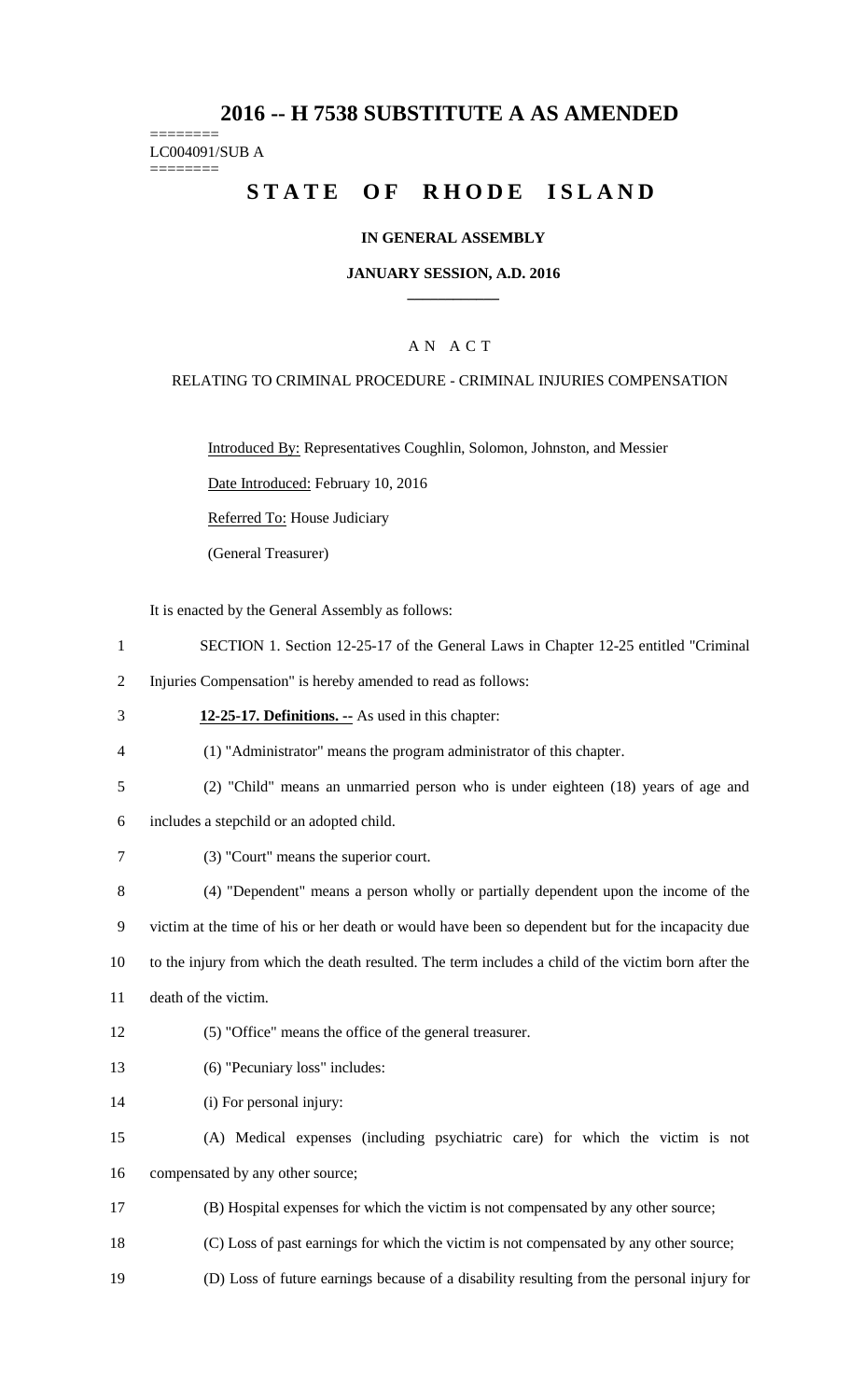# 2016 -- H 7538 SUBSTITUTE A AS AMENDED

========
LC004091/SUB A
========

## STATE OF RHODE ISLAND

### IN GENERAL ASSEMBLY

### JANUARY SESSION, A.D. 2016

### AN ACT

RELATING TO CRIMINAL PROCEDURE - CRIMINAL INJURIES COMPENSATION

Introduced By: Representatives Coughlin, Solomon, Johnston, and Messier

Date Introduced: February 10, 2016

Referred To: House Judiciary

(General Treasurer)

It is enacted by the General Assembly as follows:

1 SECTION 1. Section 12-25-17 of the General Laws in Chapter 12-25 entitled "Criminal
2 Injuries Compensation" is hereby amended to read as follows:

3 **12-25-17. Definitions. --** As used in this chapter:

4 (1) "Administrator" means the program administrator of this chapter.

5 (2) "Child" means an unmarried person who is under eighteen (18) years of age and
6 includes a stepchild or an adopted child.

7 (3) "Court" means the superior court.

8 (4) "Dependent" means a person wholly or partially dependent upon the income of the
9 victim at the time of his or her death or would have been so dependent but for the incapacity due
10 to the injury from which the death resulted. The term includes a child of the victim born after the
11 death of the victim.

12 (5) "Office" means the office of the general treasurer.

13 (6) "Pecuniary loss" includes:

14 (i) For personal injury:

15 (A) Medical expenses (including psychiatric care) for which the victim is not
16 compensated by any other source;

17 (B) Hospital expenses for which the victim is not compensated by any other source;

18 (C) Loss of past earnings for which the victim is not compensated by any other source;

19 (D) Loss of future earnings because of a disability resulting from the personal injury for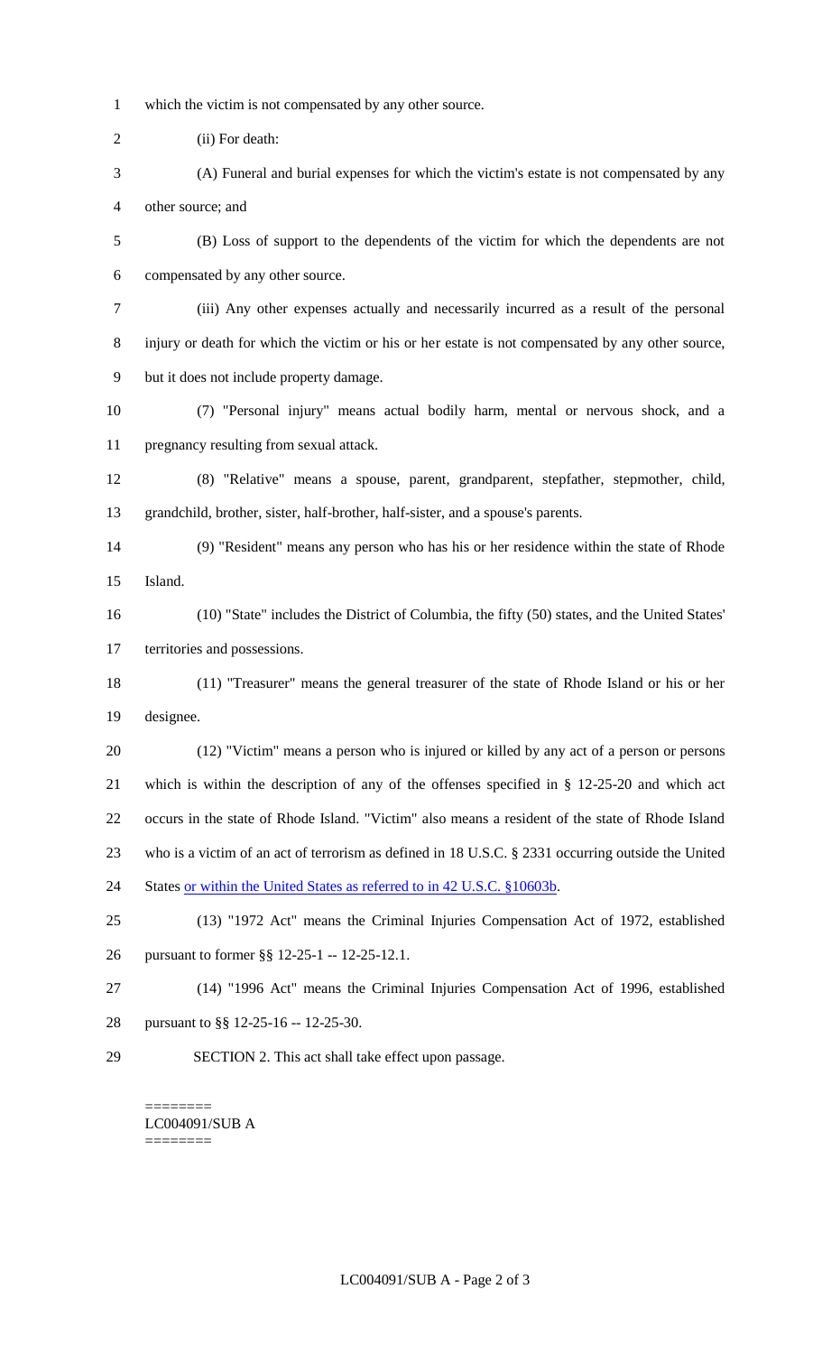which the victim is not compensated by any other source.

(ii) For death:

(A) Funeral and burial expenses for which the victim's estate is not compensated by any other source; and

(B) Loss of support to the dependents of the victim for which the dependents are not compensated by any other source.

(iii) Any other expenses actually and necessarily incurred as a result of the personal injury or death for which the victim or his or her estate is not compensated by any other source, but it does not include property damage.

(7) "Personal injury" means actual bodily harm, mental or nervous shock, and a pregnancy resulting from sexual attack.

(8) "Relative" means a spouse, parent, grandparent, stepfather, stepmother, child, grandchild, brother, sister, half-brother, half-sister, and a spouse's parents.

(9) "Resident" means any person who has his or her residence within the state of Rhode Island.

(10) "State" includes the District of Columbia, the fifty (50) states, and the United States' territories and possessions.

(11) "Treasurer" means the general treasurer of the state of Rhode Island or his or her designee.

(12) "Victim" means a person who is injured or killed by any act of a person or persons which is within the description of any of the offenses specified in § 12-25-20 and which act occurs in the state of Rhode Island. "Victim" also means a resident of the state of Rhode Island who is a victim of an act of terrorism as defined in 18 U.S.C. § 2331 occurring outside the United States <u>or within the United States as referred to in 42 U.S.C. §10603b</u>.

(13) "1972 Act" means the Criminal Injuries Compensation Act of 1972, established pursuant to former §§ 12-25-1 -- 12-25-12.1.

(14) "1996 Act" means the Criminal Injuries Compensation Act of 1996, established pursuant to §§ 12-25-16 -- 12-25-30.

SECTION 2. This act shall take effect upon passage.

========
LC004091/SUB A
========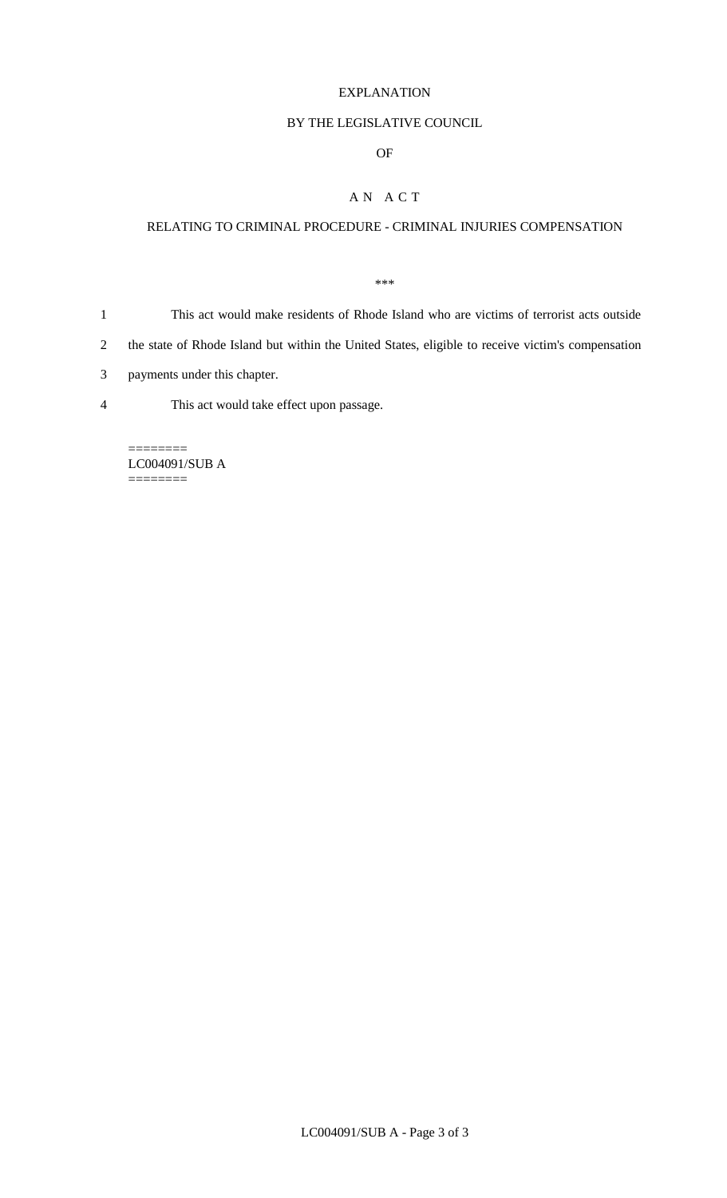EXPLANATION

BY THE LEGISLATIVE COUNCIL

OF

A N A C T

RELATING TO CRIMINAL PROCEDURE - CRIMINAL INJURIES COMPENSATION

\*\*\*

This act would make residents of Rhode Island who are victims of terrorist acts outside the state of Rhode Island but within the United States, eligible to receive victim's compensation payments under this chapter.

This act would take effect upon passage.

========
LC004091/SUB A
========